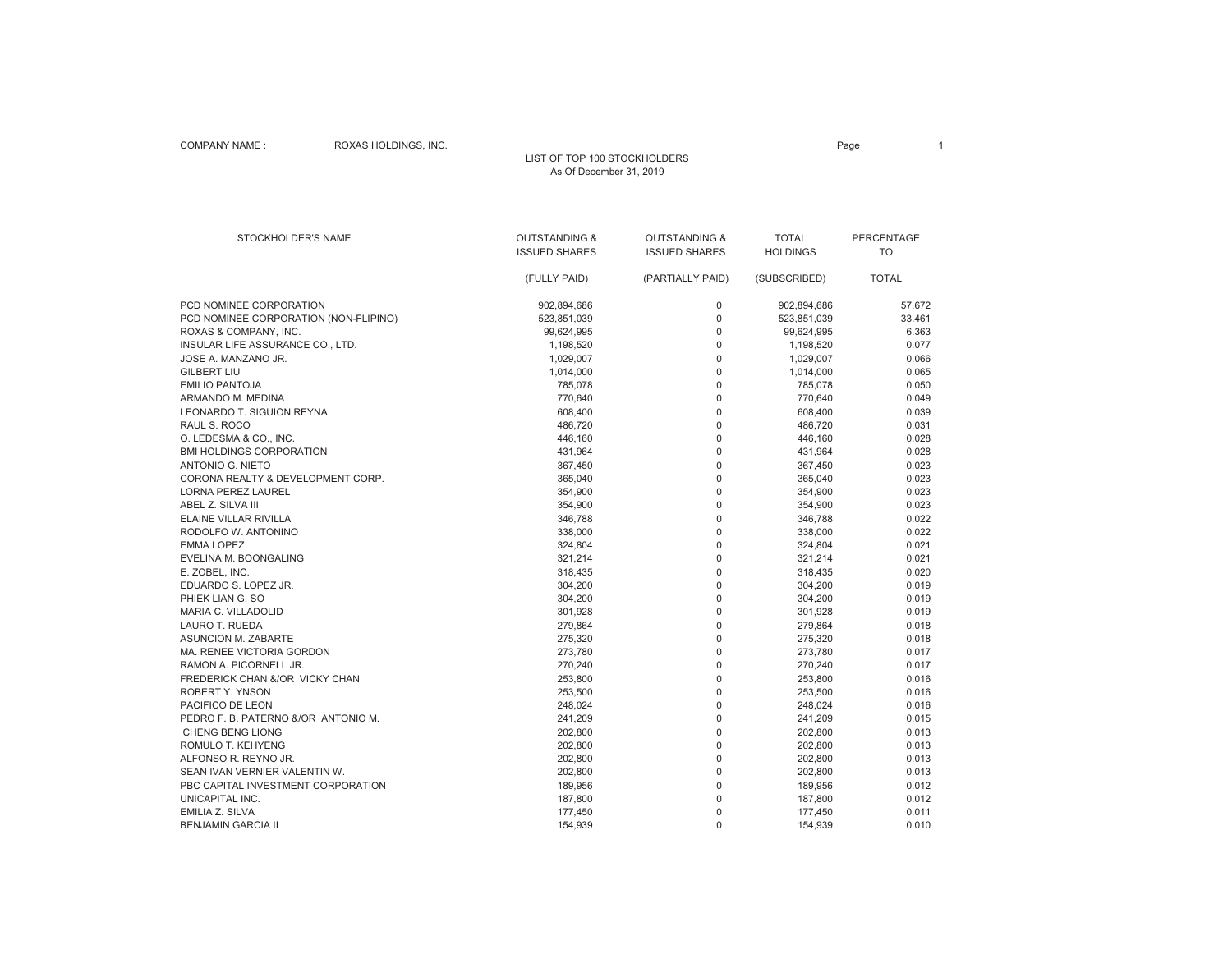COMPANY NAME : ROXAS HOLDINGS, INC.

LIST OF TOP 100 STOCKHOLDERS
As Of December 31, 2019

| STOCKHOLDER'S NAME | OUTSTANDING & ISSUED SHARES (FULLY PAID) | OUTSTANDING & ISSUED SHARES (PARTIALLY PAID) | TOTAL HOLDINGS (SUBSCRIBED) | PERCENTAGE TO TOTAL |
|---|---|---|---|---|
| PCD NOMINEE CORPORATION | 902,894,686 | 0 | 902,894,686 | 57.672 |
| PCD NOMINEE CORPORATION (NON-FLIPINO) | 523,851,039 | 0 | 523,851,039 | 33.461 |
| ROXAS & COMPANY, INC. | 99,624,995 | 0 | 99,624,995 | 6.363 |
| INSULAR LIFE ASSURANCE CO., LTD. | 1,198,520 | 0 | 1,198,520 | 0.077 |
| JOSE A. MANZANO JR. | 1,029,007 | 0 | 1,029,007 | 0.066 |
| GILBERT LIU | 1,014,000 | 0 | 1,014,000 | 0.065 |
| EMILIO PANTOJA | 785,078 | 0 | 785,078 | 0.050 |
| ARMANDO M. MEDINA | 770,640 | 0 | 770,640 | 0.049 |
| LEONARDO T. SIGUION REYNA | 608,400 | 0 | 608,400 | 0.039 |
| RAUL S. ROCO | 486,720 | 0 | 486,720 | 0.031 |
| O. LEDESMA & CO., INC. | 446,160 | 0 | 446,160 | 0.028 |
| BMI HOLDINGS CORPORATION | 431,964 | 0 | 431,964 | 0.028 |
| ANTONIO G. NIETO | 367,450 | 0 | 367,450 | 0.023 |
| CORONA REALTY & DEVELOPMENT CORP. | 365,040 | 0 | 365,040 | 0.023 |
| LORNA PEREZ LAUREL | 354,900 | 0 | 354,900 | 0.023 |
| ABEL Z. SILVA III | 354,900 | 0 | 354,900 | 0.023 |
| ELAINE VILLAR RIVILLA | 346,788 | 0 | 346,788 | 0.022 |
| RODOLFO W. ANTONINO | 338,000 | 0 | 338,000 | 0.022 |
| EMMA LOPEZ | 324,804 | 0 | 324,804 | 0.021 |
| EVELINA M. BOONGALING | 321,214 | 0 | 321,214 | 0.021 |
| E. ZOBEL, INC. | 318,435 | 0 | 318,435 | 0.020 |
| EDUARDO S. LOPEZ JR. | 304,200 | 0 | 304,200 | 0.019 |
| PHIEK LIAN G. SO | 304,200 | 0 | 304,200 | 0.019 |
| MARIA C. VILLADOLID | 301,928 | 0 | 301,928 | 0.019 |
| LAURO T. RUEDA | 279,864 | 0 | 279,864 | 0.018 |
| ASUNCION M. ZABARTE | 275,320 | 0 | 275,320 | 0.018 |
| MA. RENEE VICTORIA GORDON | 273,780 | 0 | 273,780 | 0.017 |
| RAMON A. PICORNELL JR. | 270,240 | 0 | 270,240 | 0.017 |
| FREDERICK CHAN &/OR VICKY CHAN | 253,800 | 0 | 253,800 | 0.016 |
| ROBERT Y. YNSON | 253,500 | 0 | 253,500 | 0.016 |
| PACIFICO DE LEON | 248,024 | 0 | 248,024 | 0.016 |
| PEDRO F. B. PATERNO &/OR ANTONIO M. | 241,209 | 0 | 241,209 | 0.015 |
| CHENG BENG LIONG | 202,800 | 0 | 202,800 | 0.013 |
| ROMULO T. KEHYENG | 202,800 | 0 | 202,800 | 0.013 |
| ALFONSO R. REYNO JR. | 202,800 | 0 | 202,800 | 0.013 |
| SEAN IVAN VERNIER VALENTIN W. | 202,800 | 0 | 202,800 | 0.013 |
| PBC CAPITAL INVESTMENT CORPORATION | 189,956 | 0 | 189,956 | 0.012 |
| UNICAPITAL INC. | 187,800 | 0 | 187,800 | 0.012 |
| EMILIA Z. SILVA | 177,450 | 0 | 177,450 | 0.011 |
| BENJAMIN GARCIA II | 154,939 | 0 | 154,939 | 0.010 |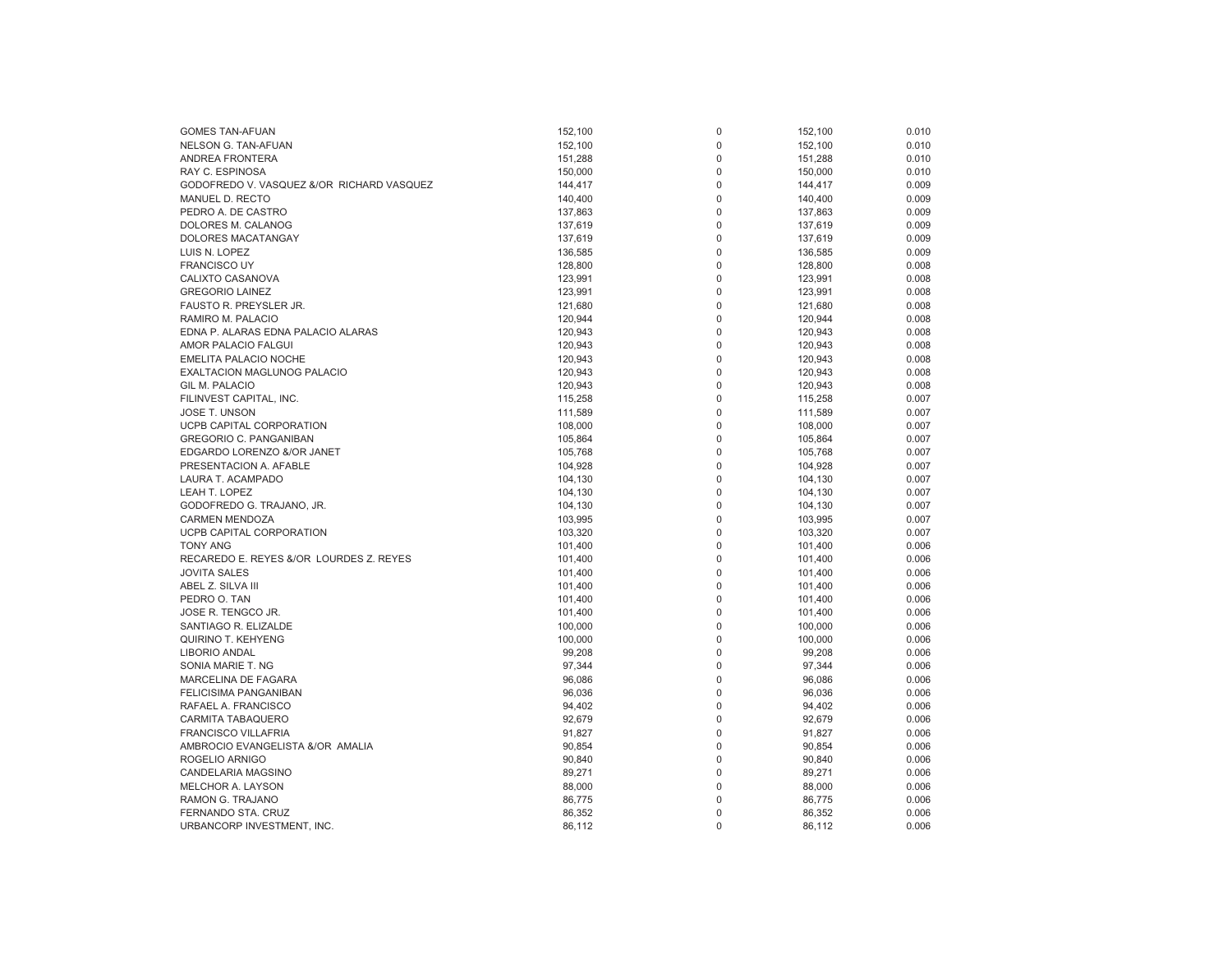| | | | | |
|---|---|---|---|---|
| GOMES TAN-AFUAN | 152,100 | 0 | 152,100 | 0.010 |
| NELSON G. TAN-AFUAN | 152,100 | 0 | 152,100 | 0.010 |
| ANDREA FRONTERA | 151,288 | 0 | 151,288 | 0.010 |
| RAY C. ESPINOSA | 150,000 | 0 | 150,000 | 0.010 |
| GODOFREDO V. VASQUEZ &/OR RICHARD VASQUEZ | 144,417 | 0 | 144,417 | 0.009 |
| MANUEL D. RECTO | 140,400 | 0 | 140,400 | 0.009 |
| PEDRO A. DE CASTRO | 137,863 | 0 | 137,863 | 0.009 |
| DOLORES M. CALANOG | 137,619 | 0 | 137,619 | 0.009 |
| DOLORES MACATANGAY | 137,619 | 0 | 137,619 | 0.009 |
| LUIS N. LOPEZ | 136,585 | 0 | 136,585 | 0.009 |
| FRANCISCO UY | 128,800 | 0 | 128,800 | 0.008 |
| CALIXTO CASANOVA | 123,991 | 0 | 123,991 | 0.008 |
| GREGORIO LAINEZ | 123,991 | 0 | 123,991 | 0.008 |
| FAUSTO R. PREYSLER JR. | 121,680 | 0 | 121,680 | 0.008 |
| RAMIRO M. PALACIO | 120,944 | 0 | 120,944 | 0.008 |
| EDNA P. ALARAS EDNA PALACIO ALARAS | 120,943 | 0 | 120,943 | 0.008 |
| AMOR PALACIO FALGUI | 120,943 | 0 | 120,943 | 0.008 |
| EMELITA PALACIO NOCHE | 120,943 | 0 | 120,943 | 0.008 |
| EXALTACION MAGLUNOG PALACIO | 120,943 | 0 | 120,943 | 0.008 |
| GIL M. PALACIO | 120,943 | 0 | 120,943 | 0.008 |
| FILINVEST CAPITAL, INC. | 115,258 | 0 | 115,258 | 0.007 |
| JOSE T. UNSON | 111,589 | 0 | 111,589 | 0.007 |
| UCPB CAPITAL CORPORATION | 108,000 | 0 | 108,000 | 0.007 |
| GREGORIO C. PANGANIBAN | 105,864 | 0 | 105,864 | 0.007 |
| EDGARDO LORENZO &/OR JANET | 105,768 | 0 | 105,768 | 0.007 |
| PRESENTACION A. AFABLE | 104,928 | 0 | 104,928 | 0.007 |
| LAURA T. ACAMPADO | 104,130 | 0 | 104,130 | 0.007 |
| LEAH T. LOPEZ | 104,130 | 0 | 104,130 | 0.007 |
| GODOFREDO G. TRAJANO, JR. | 104,130 | 0 | 104,130 | 0.007 |
| CARMEN MENDOZA | 103,995 | 0 | 103,995 | 0.007 |
| UCPB CAPITAL CORPORATION | 103,320 | 0 | 103,320 | 0.007 |
| TONY ANG | 101,400 | 0 | 101,400 | 0.006 |
| RECAREDO E. REYES &/OR LOURDES Z. REYES | 101,400 | 0 | 101,400 | 0.006 |
| JOVITA SALES | 101,400 | 0 | 101,400 | 0.006 |
| ABEL Z. SILVA III | 101,400 | 0 | 101,400 | 0.006 |
| PEDRO O. TAN | 101,400 | 0 | 101,400 | 0.006 |
| JOSE R. TENGCO JR. | 101,400 | 0 | 101,400 | 0.006 |
| SANTIAGO R. ELIZALDE | 100,000 | 0 | 100,000 | 0.006 |
| QUIRINO T. KEHYENG | 100,000 | 0 | 100,000 | 0.006 |
| LIBORIO ANDAL | 99,208 | 0 | 99,208 | 0.006 |
| SONIA MARIE T. NG | 97,344 | 0 | 97,344 | 0.006 |
| MARCELINA DE FAGARA | 96,086 | 0 | 96,086 | 0.006 |
| FELICISIMA PANGANIBAN | 96,036 | 0 | 96,036 | 0.006 |
| RAFAEL A. FRANCISCO | 94,402 | 0 | 94,402 | 0.006 |
| CARMITA TABAQUERO | 92,679 | 0 | 92,679 | 0.006 |
| FRANCISCO VILLAFRIA | 91,827 | 0 | 91,827 | 0.006 |
| AMBROCIO EVANGELISTA &/OR AMALIA | 90,854 | 0 | 90,854 | 0.006 |
| ROGELIO ARNIGO | 90,840 | 0 | 90,840 | 0.006 |
| CANDELARIA MAGSINO | 89,271 | 0 | 89,271 | 0.006 |
| MELCHOR A. LAYSON | 88,000 | 0 | 88,000 | 0.006 |
| RAMON G. TRAJANO | 86,775 | 0 | 86,775 | 0.006 |
| FERNANDO STA. CRUZ | 86,352 | 0 | 86,352 | 0.006 |
| URBANCORP INVESTMENT, INC. | 86,112 | 0 | 86,112 | 0.006 |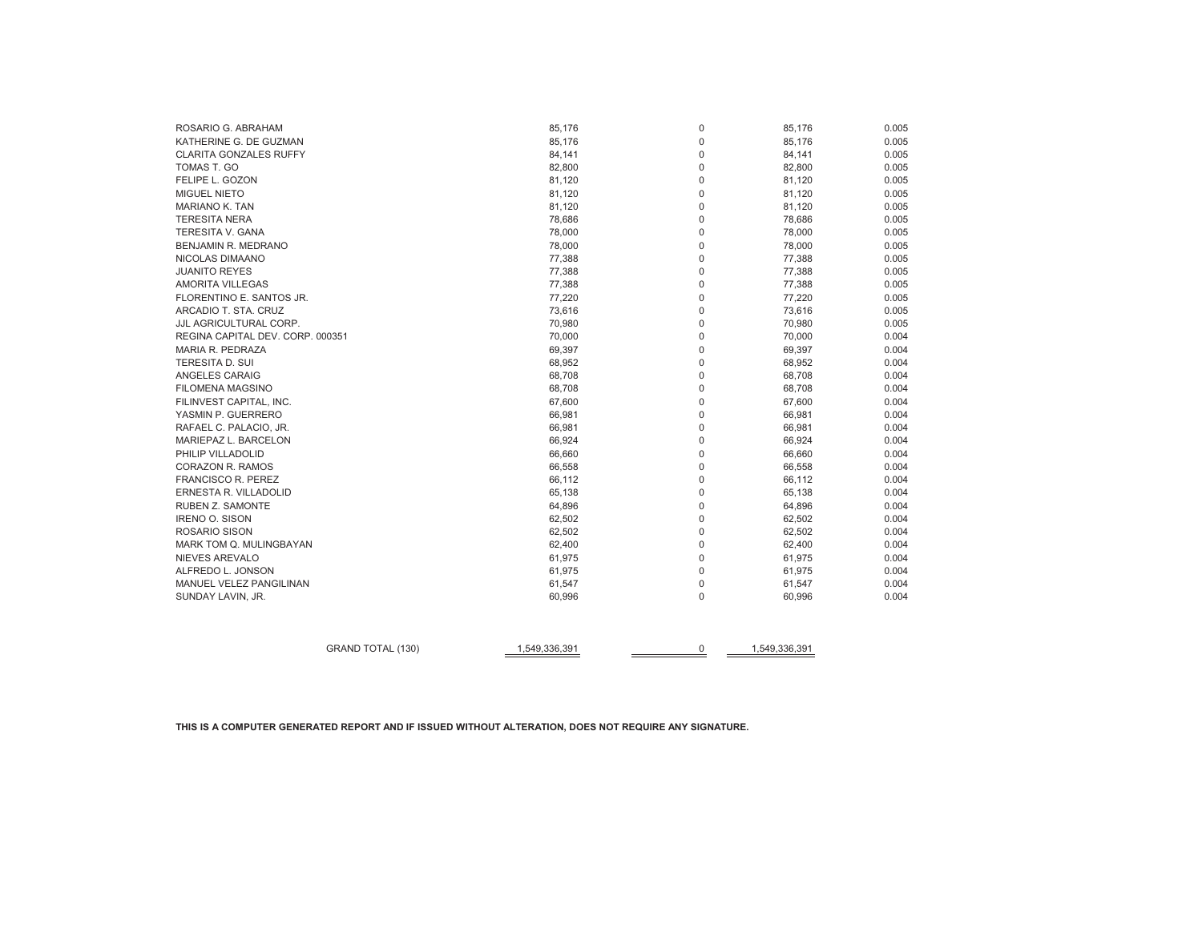| | | | | |
|---|---|---|---|---|
| ROSARIO G. ABRAHAM | 85,176 | 0 | 85,176 | 0.005 |
| KATHERINE G. DE GUZMAN | 85,176 | 0 | 85,176 | 0.005 |
| CLARITA GONZALES RUFFY | 84,141 | 0 | 84,141 | 0.005 |
| TOMAS T. GO | 82,800 | 0 | 82,800 | 0.005 |
| FELIPE L. GOZON | 81,120 | 0 | 81,120 | 0.005 |
| MIGUEL NIETO | 81,120 | 0 | 81,120 | 0.005 |
| MARIANO K. TAN | 81,120 | 0 | 81,120 | 0.005 |
| TERESITA NERA | 78,686 | 0 | 78,686 | 0.005 |
| TERESITA V. GANA | 78,000 | 0 | 78,000 | 0.005 |
| BENJAMIN R. MEDRANO | 78,000 | 0 | 78,000 | 0.005 |
| NICOLAS DIMAANO | 77,388 | 0 | 77,388 | 0.005 |
| JUANITO REYES | 77,388 | 0 | 77,388 | 0.005 |
| AMORITA VILLEGAS | 77,388 | 0 | 77,388 | 0.005 |
| FLORENTINO E. SANTOS JR. | 77,220 | 0 | 77,220 | 0.005 |
| ARCADIO T. STA. CRUZ | 73,616 | 0 | 73,616 | 0.005 |
| JJL AGRICULTURAL CORP. | 70,980 | 0 | 70,980 | 0.005 |
| REGINA CAPITAL DEV. CORP. 000351 | 70,000 | 0 | 70,000 | 0.004 |
| MARIA R. PEDRAZA | 69,397 | 0 | 69,397 | 0.004 |
| TERESITA D. SUI | 68,952 | 0 | 68,952 | 0.004 |
| ANGELES CARAIG | 68,708 | 0 | 68,708 | 0.004 |
| FILOMENA MAGSINO | 68,708 | 0 | 68,708 | 0.004 |
| FILINVEST CAPITAL, INC. | 67,600 | 0 | 67,600 | 0.004 |
| YASMIN P. GUERRERO | 66,981 | 0 | 66,981 | 0.004 |
| RAFAEL C. PALACIO, JR. | 66,981 | 0 | 66,981 | 0.004 |
| MARIEPAZ L. BARCELON | 66,924 | 0 | 66,924 | 0.004 |
| PHILIP VILLADOLID | 66,660 | 0 | 66,660 | 0.004 |
| CORAZON R. RAMOS | 66,558 | 0 | 66,558 | 0.004 |
| FRANCISCO R. PEREZ | 66,112 | 0 | 66,112 | 0.004 |
| ERNESTA R. VILLADOLID | 65,138 | 0 | 65,138 | 0.004 |
| RUBEN Z. SAMONTE | 64,896 | 0 | 64,896 | 0.004 |
| IRENO O. SISON | 62,502 | 0 | 62,502 | 0.004 |
| ROSARIO SISON | 62,502 | 0 | 62,502 | 0.004 |
| MARK TOM Q. MULINGBAYAN | 62,400 | 0 | 62,400 | 0.004 |
| NIEVES AREVALO | 61,975 | 0 | 61,975 | 0.004 |
| ALFREDO L. JONSON | 61,975 | 0 | 61,975 | 0.004 |
| MANUEL VELEZ PANGILINAN | 61,547 | 0 | 61,547 | 0.004 |
| SUNDAY LAVIN, JR. | 60,996 | 0 | 60,996 | 0.004 |
| GRAND TOTAL (130) | 1,549,336,391 | 0 | 1,549,336,391 | |

**THIS IS A COMPUTER GENERATED REPORT AND IF ISSUED WITHOUT ALTERATION, DOES NOT REQUIRE ANY SIGNATURE.**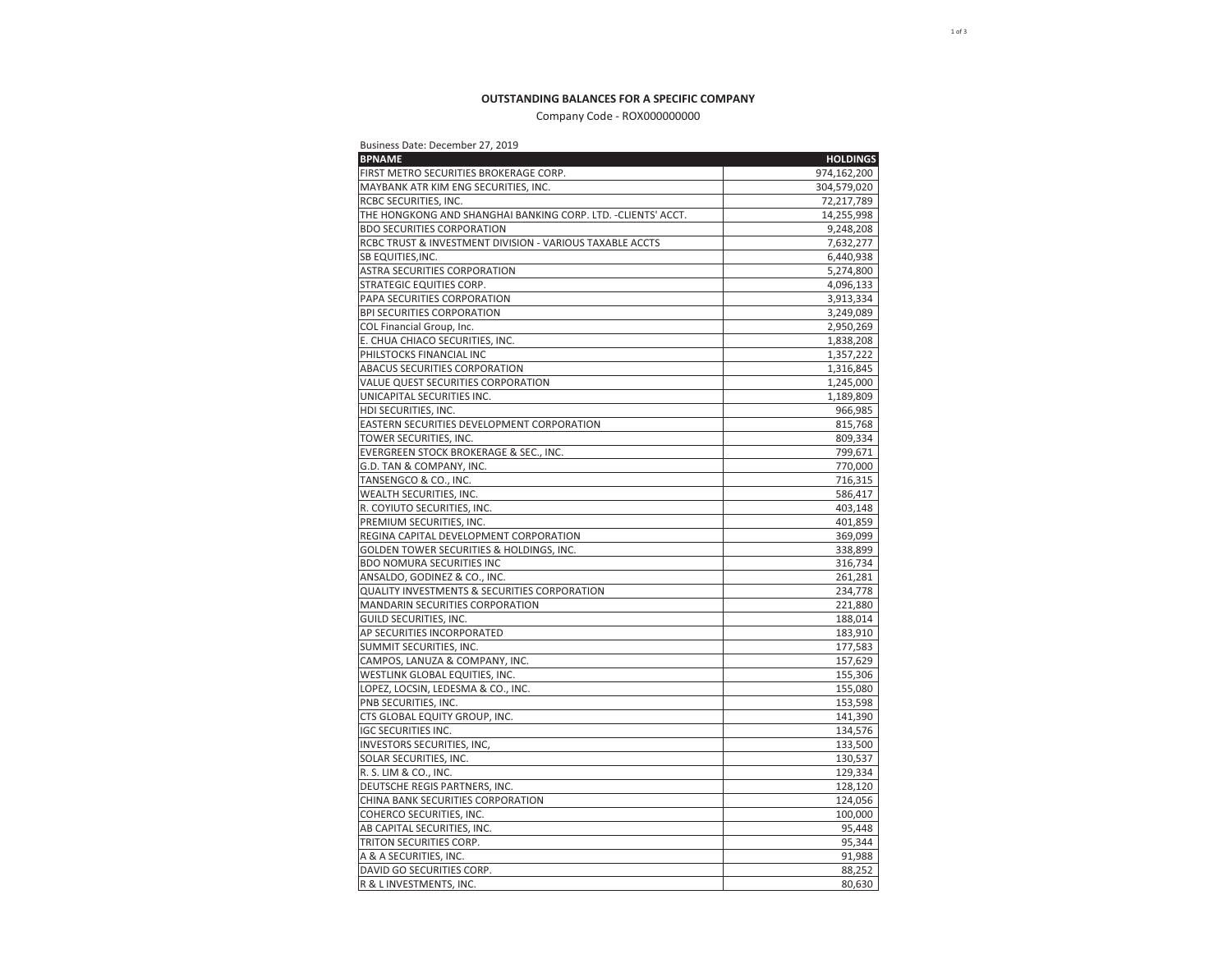**OUTSTANDING BALANCES FOR A SPECIFIC COMPANY**

Company Code - ROX000000000

Business Date: December 27, 2019

| BPNAME | HOLDINGS |
|---|---|
| FIRST METRO SECURITIES BROKERAGE CORP. | 974,162,200 |
| MAYBANK ATR KIM ENG SECURITIES, INC. | 304,579,020 |
| RCBC SECURITIES, INC. | 72,217,789 |
| THE HONGKONG AND SHANGHAI BANKING CORP. LTD. -CLIENTS' ACCT. | 14,255,998 |
| BDO SECURITIES CORPORATION | 9,248,208 |
| RCBC TRUST & INVESTMENT DIVISION - VARIOUS TAXABLE ACCTS | 7,632,277 |
| SB EQUITIES,INC. | 6,440,938 |
| ASTRA SECURITIES CORPORATION | 5,274,800 |
| STRATEGIC EQUITIES CORP. | 4,096,133 |
| PAPA SECURITIES CORPORATION | 3,913,334 |
| BPI SECURITIES CORPORATION | 3,249,089 |
| COL Financial Group, Inc. | 2,950,269 |
| E. CHUA CHIACO SECURITIES, INC. | 1,838,208 |
| PHILSTOCKS FINANCIAL INC | 1,357,222 |
| ABACUS SECURITIES CORPORATION | 1,316,845 |
| VALUE QUEST SECURITIES CORPORATION | 1,245,000 |
| UNICAPITAL SECURITIES INC. | 1,189,809 |
| HDI SECURITIES, INC. | 966,985 |
| EASTERN SECURITIES DEVELOPMENT CORPORATION | 815,768 |
| TOWER SECURITIES, INC. | 809,334 |
| EVERGREEN STOCK BROKERAGE & SEC., INC. | 799,671 |
| G.D. TAN & COMPANY, INC. | 770,000 |
| TANSENGCO & CO., INC. | 716,315 |
| WEALTH SECURITIES, INC. | 586,417 |
| R. COYIUTO SECURITIES, INC. | 403,148 |
| PREMIUM SECURITIES, INC. | 401,859 |
| REGINA CAPITAL DEVELOPMENT CORPORATION | 369,099 |
| GOLDEN TOWER SECURITIES & HOLDINGS, INC. | 338,899 |
| BDO NOMURA SECURITIES INC | 316,734 |
| ANSALDO, GODINEZ & CO., INC. | 261,281 |
| QUALITY INVESTMENTS & SECURITIES CORPORATION | 234,778 |
| MANDARIN SECURITIES CORPORATION | 221,880 |
| GUILD SECURITIES, INC. | 188,014 |
| AP SECURITIES INCORPORATED | 183,910 |
| SUMMIT SECURITIES, INC. | 177,583 |
| CAMPOS, LANUZA & COMPANY, INC. | 157,629 |
| WESTLINK GLOBAL EQUITIES, INC. | 155,306 |
| LOPEZ, LOCSIN, LEDESMA & CO., INC. | 155,080 |
| PNB SECURITIES, INC. | 153,598 |
| CTS GLOBAL EQUITY GROUP, INC. | 141,390 |
| IGC SECURITIES INC. | 134,576 |
| INVESTORS SECURITIES, INC, | 133,500 |
| SOLAR SECURITIES, INC. | 130,537 |
| R. S. LIM & CO., INC. | 129,334 |
| DEUTSCHE REGIS PARTNERS, INC. | 128,120 |
| CHINA BANK SECURITIES CORPORATION | 124,056 |
| COHERCO SECURITIES, INC. | 100,000 |
| AB CAPITAL SECURITIES, INC. | 95,448 |
| TRITON SECURITIES CORP. | 95,344 |
| A & A SECURITIES, INC. | 91,988 |
| DAVID GO SECURITIES CORP. | 88,252 |
| R & L INVESTMENTS, INC. | 80,630 |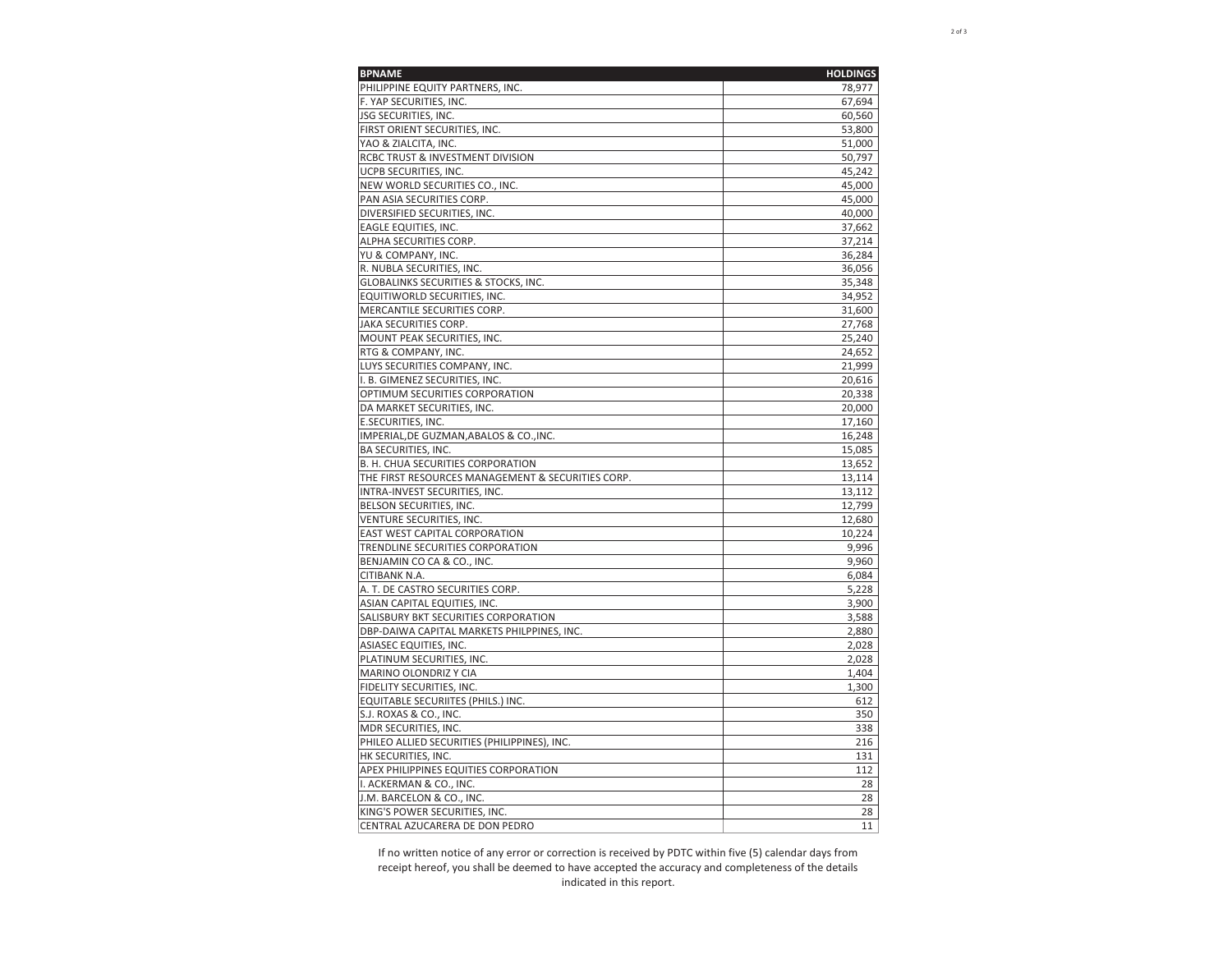| BPNAME | HOLDINGS |
| --- | --- |
| PHILIPPINE EQUITY PARTNERS, INC. | 78,977 |
| F. YAP SECURITIES, INC. | 67,694 |
| JSG SECURITIES, INC. | 60,560 |
| FIRST ORIENT SECURITIES, INC. | 53,800 |
| YAO & ZIALCITA, INC. | 51,000 |
| RCBC TRUST & INVESTMENT DIVISION | 50,797 |
| UCPB SECURITIES, INC. | 45,242 |
| NEW WORLD SECURITIES CO., INC. | 45,000 |
| PAN ASIA SECURITIES CORP. | 45,000 |
| DIVERSIFIED SECURITIES, INC. | 40,000 |
| EAGLE EQUITIES, INC. | 37,662 |
| ALPHA SECURITIES CORP. | 37,214 |
| YU & COMPANY, INC. | 36,284 |
| R. NUBLA SECURITIES, INC. | 36,056 |
| GLOBALINKS SECURITIES & STOCKS, INC. | 35,348 |
| EQUITIWORLD SECURITIES, INC. | 34,952 |
| MERCANTILE SECURITIES CORP. | 31,600 |
| JAKA SECURITIES CORP. | 27,768 |
| MOUNT PEAK SECURITIES, INC. | 25,240 |
| RTG & COMPANY, INC. | 24,652 |
| LUYS SECURITIES COMPANY, INC. | 21,999 |
| I. B. GIMENEZ SECURITIES, INC. | 20,616 |
| OPTIMUM SECURITIES CORPORATION | 20,338 |
| DA MARKET SECURITIES, INC. | 20,000 |
| E.SECURITIES, INC. | 17,160 |
| IMPERIAL,DE GUZMAN,ABALOS & CO.,INC. | 16,248 |
| BA SECURITIES, INC. | 15,085 |
| B. H. CHUA SECURITIES CORPORATION | 13,652 |
| THE FIRST RESOURCES MANAGEMENT & SECURITIES CORP. | 13,114 |
| INTRA-INVEST SECURITIES, INC. | 13,112 |
| BELSON SECURITIES, INC. | 12,799 |
| VENTURE SECURITIES, INC. | 12,680 |
| EAST WEST CAPITAL CORPORATION | 10,224 |
| TRENDLINE SECURITIES CORPORATION | 9,996 |
| BENJAMIN CO CA & CO., INC. | 9,960 |
| CITIBANK N.A. | 6,084 |
| A. T. DE CASTRO SECURITIES CORP. | 5,228 |
| ASIAN CAPITAL EQUITIES, INC. | 3,900 |
| SALISBURY BKT SECURITIES CORPORATION | 3,588 |
| DBP-DAIWA CAPITAL MARKETS PHILPPINES, INC. | 2,880 |
| ASIASEC EQUITIES, INC. | 2,028 |
| PLATINUM SECURITIES, INC. | 2,028 |
| MARINO OLONDRIZ Y CIA | 1,404 |
| FIDELITY SECURITIES, INC. | 1,300 |
| EQUITABLE SECURIITES (PHILS.) INC. | 612 |
| S.J. ROXAS & CO., INC. | 350 |
| MDR SECURITIES, INC. | 338 |
| PHILEO ALLIED SECURITIES (PHILIPPINES), INC. | 216 |
| HK SECURITIES, INC. | 131 |
| APEX PHILIPPINES EQUITIES CORPORATION | 112 |
| I. ACKERMAN & CO., INC. | 28 |
| J.M. BARCELON & CO., INC. | 28 |
| KING'S POWER SECURITIES, INC. | 28 |
| CENTRAL AZUCARERA DE DON PEDRO | 11 |

If no written notice of any error or correction is received by PDTC within five (5) calendar days from receipt hereof, you shall be deemed to have accepted the accuracy and completeness of the details indicated in this report.